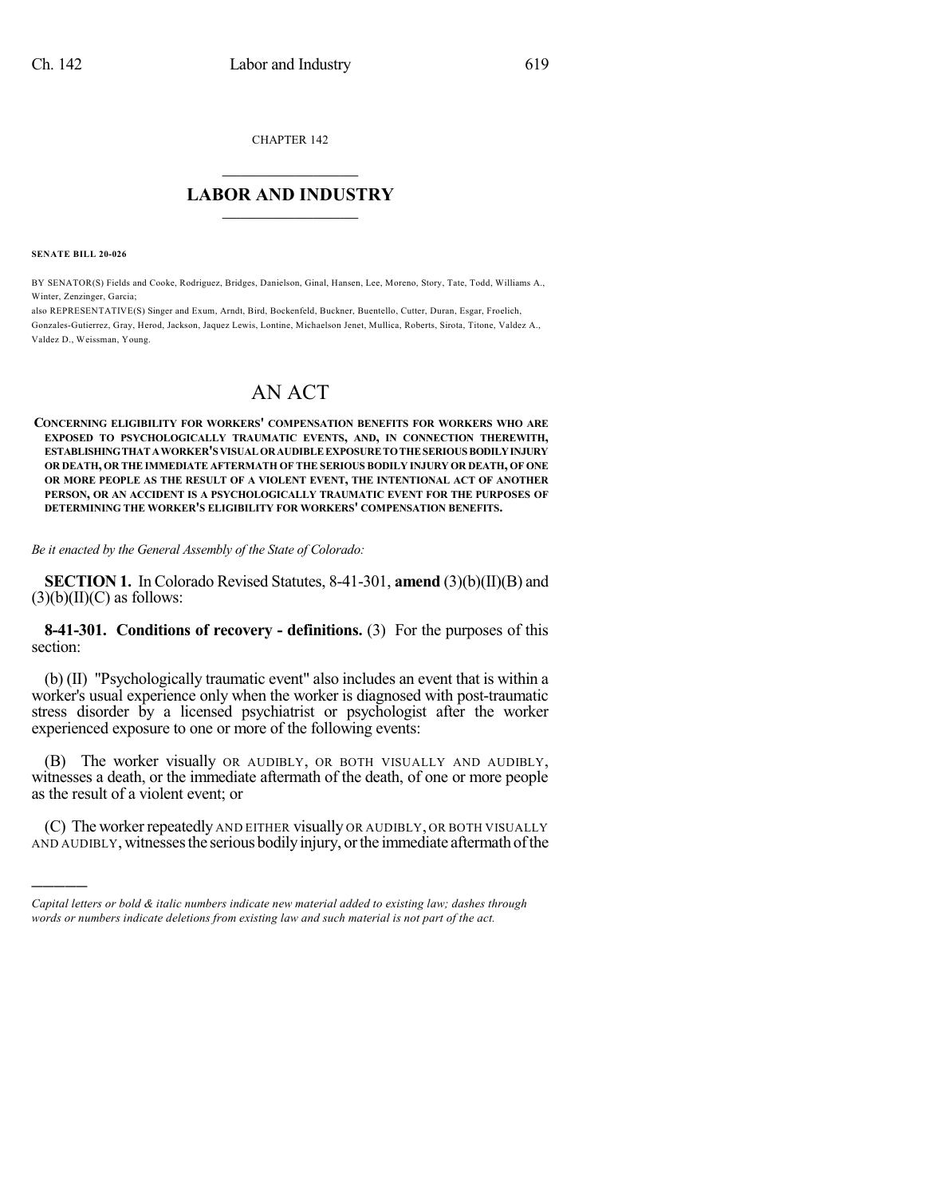CHAPTER 142

# LABOR AND INDUSTRY

**SENATE BILL 20-026**

BY SENATOR(S) Fields and Cooke, Rodriguez, Bridges, Danielson, Ginal, Hansen, Lee, Moreno, Story, Tate, Todd, Williams A., Winter, Zenzinger, Garcia;

also REPRESENTATIVE(S) Singer and Exum, Arndt, Bird, Bockenfeld, Buckner, Buentello, Cutter, Duran, Esgar, Froelich, Gonzales-Gutierrez, Gray, Herod, Jackson, Jaquez Lewis, Lontine, Michaelson Jenet, Mullica, Roberts, Sirota, Titone, Valdez A., Valdez D., Weissman, Young.

# AN ACT

**CONCERNING ELIGIBILITY FOR WORKERS' COMPENSATION BENEFITS FOR WORKERS WHO ARE EXPOSED TO PSYCHOLOGICALLY TRAUMATIC EVENTS, AND, IN CONNECTION THEREWITH, ESTABLISHING THAT A WORKER'S VISUAL OR AUDIBLE EXPOSURE TO THE SERIOUS BODILY INJURY OR DEATH, OR THE IMMEDIATE AFTERMATH OF THE SERIOUS BODILY INJURY OR DEATH, OF ONE OR MORE PEOPLE AS THE RESULT OF A VIOLENT EVENT, THE INTENTIONAL ACT OF ANOTHER PERSON, OR AN ACCIDENT IS A PSYCHOLOGICALLY TRAUMATIC EVENT FOR THE PURPOSES OF DETERMINING THE WORKER'S ELIGIBILITY FOR WORKERS' COMPENSATION BENEFITS.**

*Be it enacted by the General Assembly of the State of Colorado:*

**SECTION 1.** In Colorado Revised Statutes, 8-41-301, **amend** (3)(b)(II)(B) and (3)(b)(II)(C) as follows:

**8-41-301. Conditions of recovery - definitions.** (3) For the purposes of this section:

(b) (II) "Psychologically traumatic event" also includes an event that is within a worker's usual experience only when the worker is diagnosed with post-traumatic stress disorder by a licensed psychiatrist or psychologist after the worker experienced exposure to one or more of the following events:

(B) The worker visually OR AUDIBLY, OR BOTH VISUALLY AND AUDIBLY, witnesses a death, or the immediate aftermath of the death, of one or more people as the result of a violent event; or

(C) The worker repeatedly AND EITHER visually OR AUDIBLY, OR BOTH VISUALLY AND AUDIBLY, witnesses the serious bodily injury, or the immediate aftermath of the

---

*Capital letters or bold & italic numbers indicate new material added to existing law; dashes through words or numbers indicate deletions from existing law and such material is not part of the act.*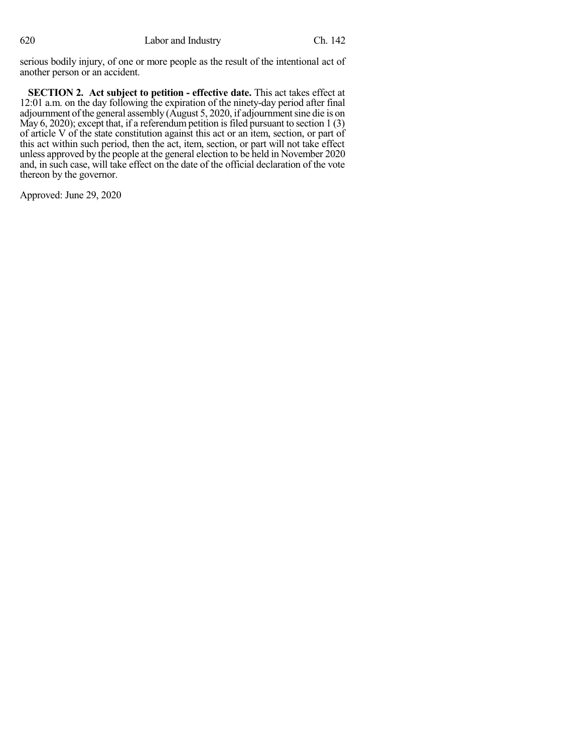serious bodily injury, of one or more people as the result of the intentional act of another person or an accident.

**SECTION 2. Act subject to petition - effective date.** This act takes effect at 12:01 a.m. on the day following the expiration of the ninety-day period after final adjournment of the general assembly (August 5, 2020, if adjournment sine die is on May 6, 2020); except that, if a referendum petition is filed pursuant to section 1 (3) of article V of the state constitution against this act or an item, section, or part of this act within such period, then the act, item, section, or part will not take effect unless approved by the people at the general election to be held in November 2020 and, in such case, will take effect on the date of the official declaration of the vote thereon by the governor.

Approved: June 29, 2020